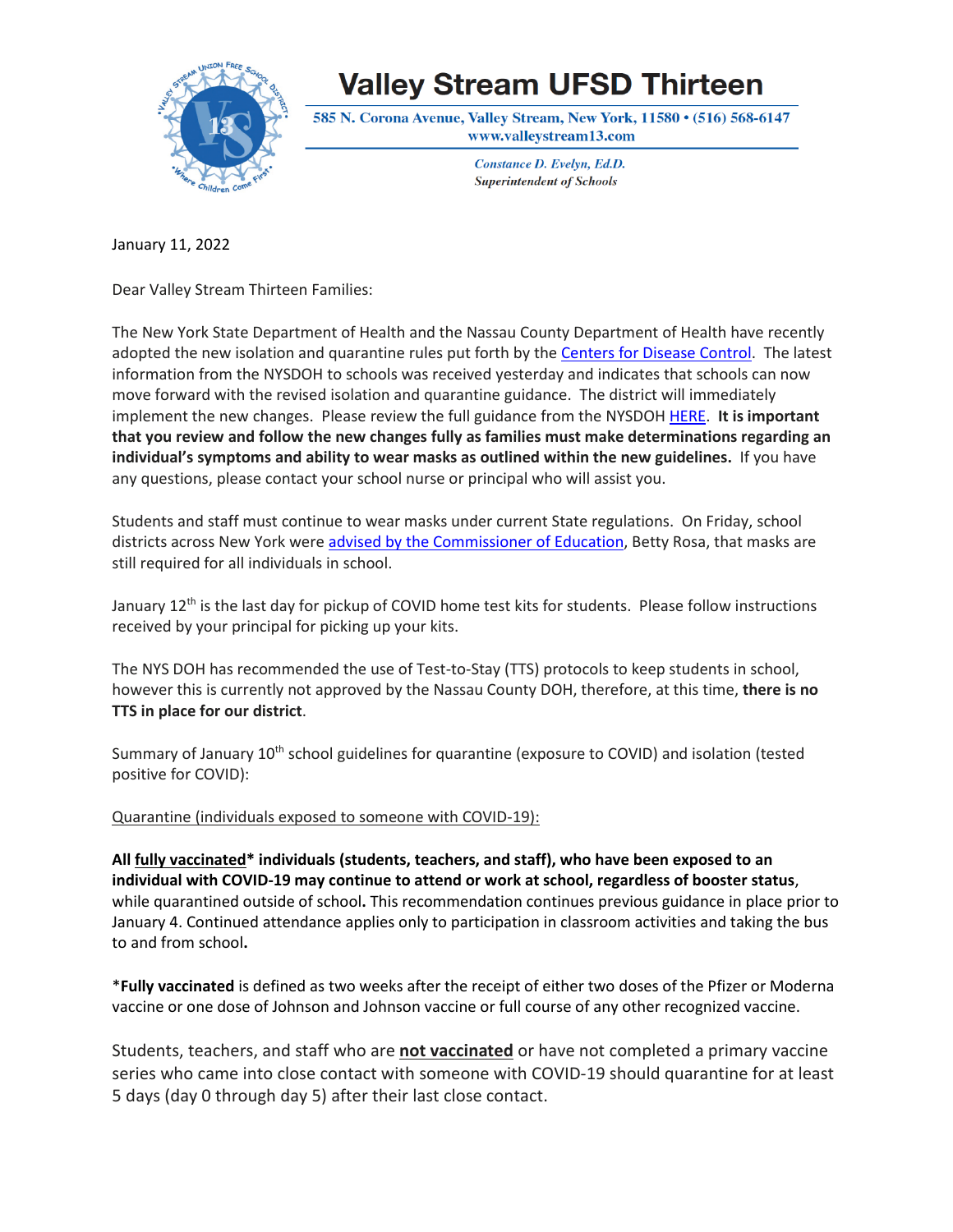# Valley Stream UFSD Thirteen

585 N. Corona Avenue, Valley Stream, New York, 11580 • (516) 568-6147
www.valleystream13.com

*Constance D. Evelyn, Ed.D.*
*Superintendent of Schools*

January 11, 2022

Dear Valley Stream Thirteen Families:

The New York State Department of Health and the Nassau County Department of Health have recently adopted the new isolation and quarantine rules put forth by the Centers for Disease Control. The latest information from the NYSDOH to schools was received yesterday and indicates that schools can now move forward with the revised isolation and quarantine guidance. The district will immediately implement the new changes. Please review the full guidance from the NYSDOH HERE. **It is important that you review and follow the new changes fully as families must make determinations regarding an individual's symptoms and ability to wear masks as outlined within the new guidelines.** If you have any questions, please contact your school nurse or principal who will assist you.

Students and staff must continue to wear masks under current State regulations. On Friday, school districts across New York were advised by the Commissioner of Education, Betty Rosa, that masks are still required for all individuals in school.

January 12th is the last day for pickup of COVID home test kits for students. Please follow instructions received by your principal for picking up your kits.

The NYS DOH has recommended the use of Test-to-Stay (TTS) protocols to keep students in school, however this is currently not approved by the Nassau County DOH, therefore, at this time, **there is no TTS in place for our district**.

Summary of January 10th school guidelines for quarantine (exposure to COVID) and isolation (tested positive for COVID):

Quarantine (individuals exposed to someone with COVID-19):

**All fully vaccinated* individuals (students, teachers, and staff), who have been exposed to an individual with COVID-19 may continue to attend or work at school, regardless of booster status**, while quarantined outside of school**.** This recommendation continues previous guidance in place prior to January 4. Continued attendance applies only to participation in classroom activities and taking the bus to and from school**.**

***Fully vaccinated** is defined as two weeks after the receipt of either two doses of the Pfizer or Moderna vaccine or one dose of Johnson and Johnson vaccine or full course of any other recognized vaccine.

Students, teachers, and staff who are **not vaccinated** or have not completed a primary vaccine series who came into close contact with someone with COVID-19 should quarantine for at least 5 days (day 0 through day 5) after their last close contact.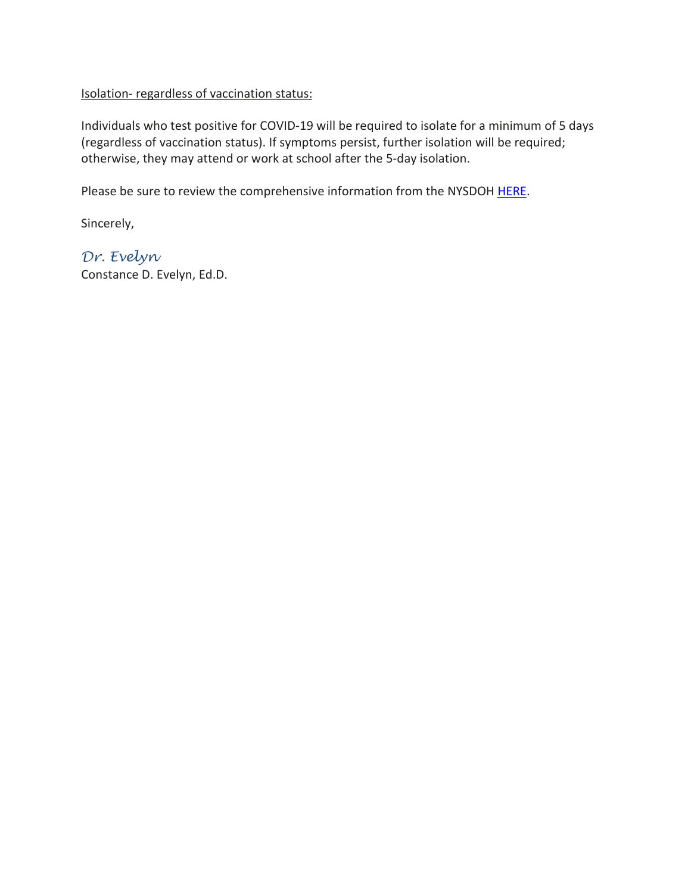<u>Isolation- regardless of vaccination status:</u>

Individuals who test positive for COVID-19 will be required to isolate for a minimum of 5 days (regardless of vaccination status). If symptoms persist, further isolation will be required; otherwise, they may attend or work at school after the 5-day isolation.

Please be sure to review the comprehensive information from the NYSDOH HERE.

Sincerely,

*Dr. Evelyn*
Constance D. Evelyn, Ed.D.